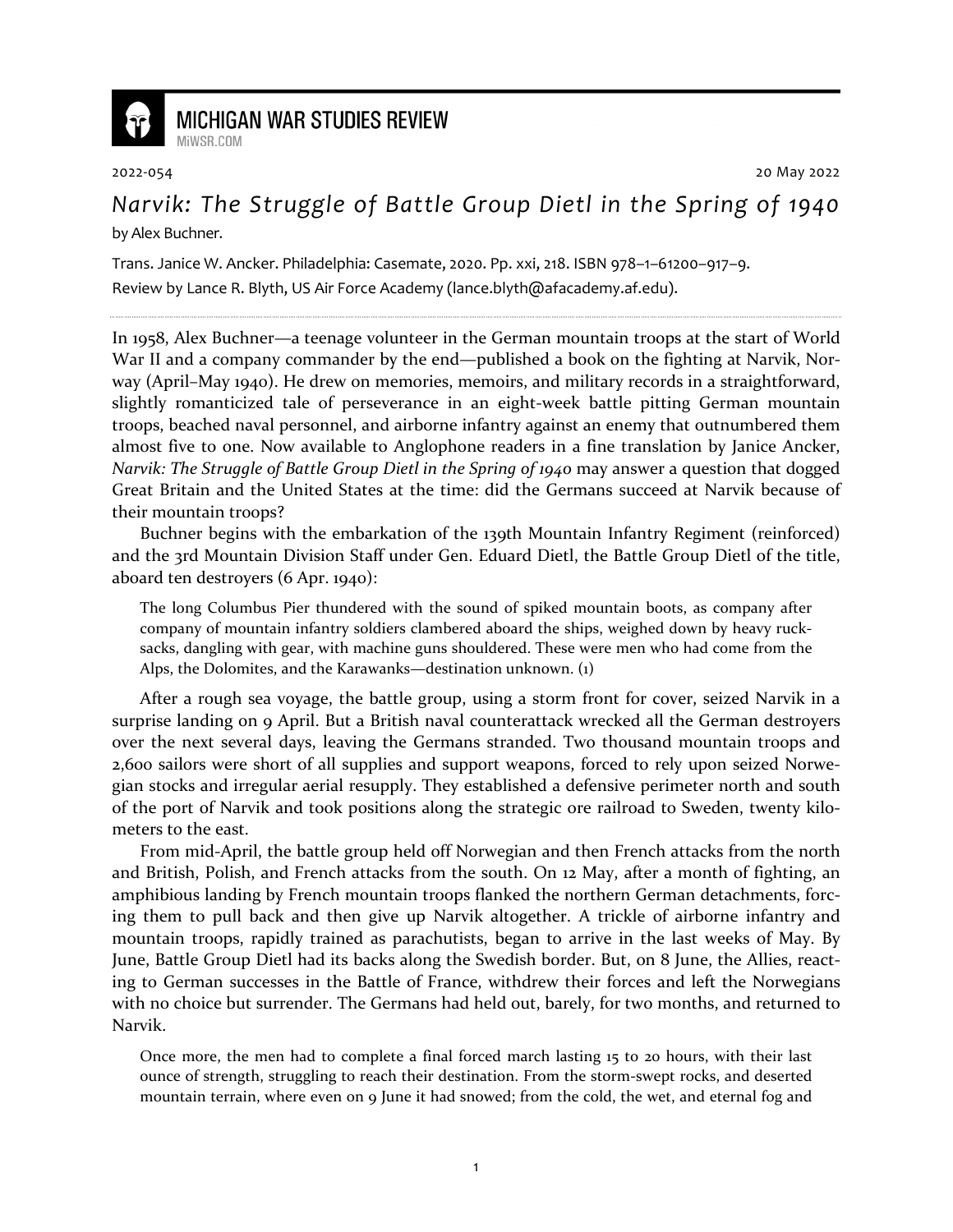MICHIGAN WAR STUDIES REVIEW
MiWSR.COM

2022-054 20 May 2022

# *Narvik: The Struggle of Battle Group Dietl in the Spring of 1940*

by Alex Buchner.

Trans. Janice W. Ancker. Philadelphia: Casemate, 2020. Pp. xxi, 218. ISBN 978–1–61200–917–9.
Review by Lance R. Blyth, US Air Force Academy (lance.blyth@afacademy.af.edu).

In 1958, Alex Buchner—a teenage volunteer in the German mountain troops at the start of World War II and a company commander by the end—published a book on the fighting at Narvik, Norway (April–May 1940). He drew on memories, memoirs, and military records in a straightforward, slightly romanticized tale of perseverance in an eight-week battle pitting German mountain troops, beached naval personnel, and airborne infantry against an enemy that outnumbered them almost five to one. Now available to Anglophone readers in a fine translation by Janice Ancker, *Narvik: The Struggle of Battle Group Dietl in the Spring of 1940* may answer a question that dogged Great Britain and the United States at the time: did the Germans succeed at Narvik because of their mountain troops?

Buchner begins with the embarkation of the 139th Mountain Infantry Regiment (reinforced) and the 3rd Mountain Division Staff under Gen. Eduard Dietl, the Battle Group Dietl of the title, aboard ten destroyers (6 Apr. 1940):

> The long Columbus Pier thundered with the sound of spiked mountain boots, as company after company of mountain infantry soldiers clambered aboard the ships, weighed down by heavy rucksacks, dangling with gear, with machine guns shouldered. These were men who had come from the Alps, the Dolomites, and the Karawanks—destination unknown. (1)

After a rough sea voyage, the battle group, using a storm front for cover, seized Narvik in a surprise landing on 9 April. But a British naval counterattack wrecked all the German destroyers over the next several days, leaving the Germans stranded. Two thousand mountain troops and 2,600 sailors were short of all supplies and support weapons, forced to rely upon seized Norwegian stocks and irregular aerial resupply. They established a defensive perimeter north and south of the port of Narvik and took positions along the strategic ore railroad to Sweden, twenty kilometers to the east.

From mid-April, the battle group held off Norwegian and then French attacks from the north and British, Polish, and French attacks from the south. On 12 May, after a month of fighting, an amphibious landing by French mountain troops flanked the northern German detachments, forcing them to pull back and then give up Narvik altogether. A trickle of airborne infantry and mountain troops, rapidly trained as parachutists, began to arrive in the last weeks of May. By June, Battle Group Dietl had its backs along the Swedish border. But, on 8 June, the Allies, reacting to German successes in the Battle of France, withdrew their forces and left the Norwegians with no choice but surrender. The Germans had held out, barely, for two months, and returned to Narvik.

> Once more, the men had to complete a final forced march lasting 15 to 20 hours, with their last ounce of strength, struggling to reach their destination. From the storm-swept rocks, and deserted mountain terrain, where even on 9 June it had snowed; from the cold, the wet, and eternal fog and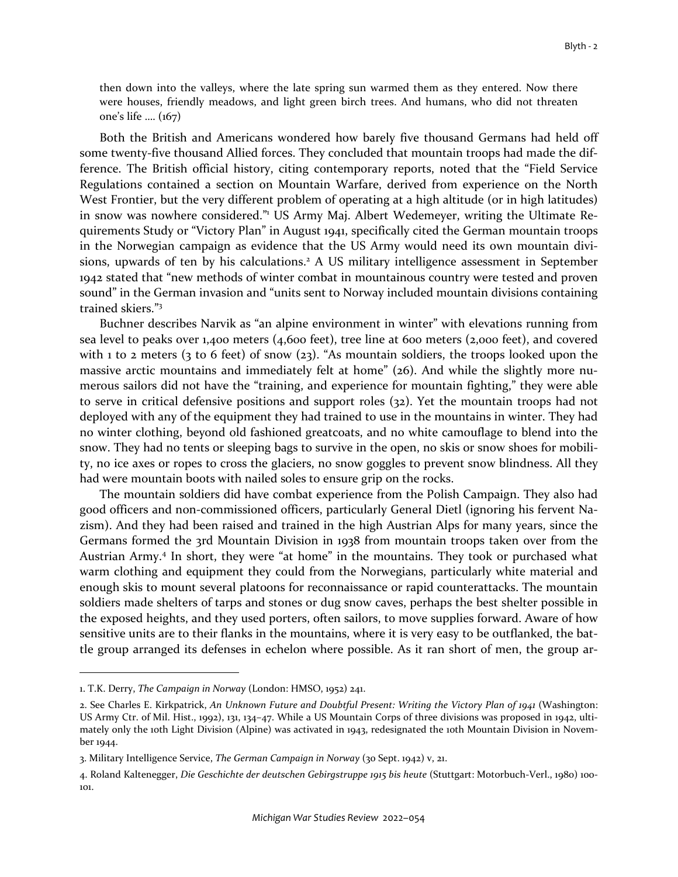> then down into the valleys, where the late spring sun warmed them as they entered. Now there were houses, friendly meadows, and light green birch trees. And humans, who did not threaten one's life …. (167)

Both the British and Americans wondered how barely five thousand Germans had held off some twenty-five thousand Allied forces. They concluded that mountain troops had made the difference. The British official history, citing contemporary reports, noted that the "Field Service Regulations contained a section on Mountain Warfare, derived from experience on the North West Frontier, but the very different problem of operating at a high altitude (or in high latitudes) in snow was nowhere considered."[1] US Army Maj. Albert Wedemeyer, writing the Ultimate Requirements Study or "Victory Plan" in August 1941, specifically cited the German mountain troops in the Norwegian campaign as evidence that the US Army would need its own mountain divisions, upwards of ten by his calculations.[2] A US military intelligence assessment in September 1942 stated that "new methods of winter combat in mountainous country were tested and proven sound" in the German invasion and "units sent to Norway included mountain divisions containing trained skiers."[3]

Buchner describes Narvik as "an alpine environment in winter" with elevations running from sea level to peaks over 1,400 meters (4,600 feet), tree line at 600 meters (2,000 feet), and covered with 1 to 2 meters (3 to 6 feet) of snow (23). "As mountain soldiers, the troops looked upon the massive arctic mountains and immediately felt at home" (26). And while the slightly more numerous sailors did not have the "training, and experience for mountain fighting," they were able to serve in critical defensive positions and support roles (32). Yet the mountain troops had not deployed with any of the equipment they had trained to use in the mountains in winter. They had no winter clothing, beyond old fashioned greatcoats, and no white camouflage to blend into the snow. They had no tents or sleeping bags to survive in the open, no skis or snow shoes for mobility, no ice axes or ropes to cross the glaciers, no snow goggles to prevent snow blindness. All they had were mountain boots with nailed soles to ensure grip on the rocks.

The mountain soldiers did have combat experience from the Polish Campaign. They also had good officers and non-commissioned officers, particularly General Dietl (ignoring his fervent Nazism). And they had been raised and trained in the high Austrian Alps for many years, since the Germans formed the 3rd Mountain Division in 1938 from mountain troops taken over from the Austrian Army.[4] In short, they were "at home" in the mountains. They took or purchased what warm clothing and equipment they could from the Norwegians, particularly white material and enough skis to mount several platoons for reconnaissance or rapid counterattacks. The mountain soldiers made shelters of tarps and stones or dug snow caves, perhaps the best shelter possible in the exposed heights, and they used porters, often sailors, to move supplies forward. Aware of how sensitive units are to their flanks in the mountains, where it is very easy to be outflanked, the battle group arranged its defenses in echelon where possible. As it ran short of men, the group ar-

---

1. T.K. Derry, *The Campaign in Norway* (London: HMSO, 1952) 241.

2. See Charles E. Kirkpatrick, *An Unknown Future and Doubtful Present: Writing the Victory Plan of 1941* (Washington: US Army Ctr. of Mil. Hist., 1992), 131, 134–47. While a US Mountain Corps of three divisions was proposed in 1942, ultimately only the 10th Light Division (Alpine) was activated in 1943, redesignated the 10th Mountain Division in November 1944.

3. Military Intelligence Service, *The German Campaign in Norway* (30 Sept. 1942) v, 21.

4. Roland Kaltenegger, *Die Geschichte der deutschen Gebirgstruppe 1915 bis heute* (Stuttgart: Motorbuch-Verl., 1980) 100-101.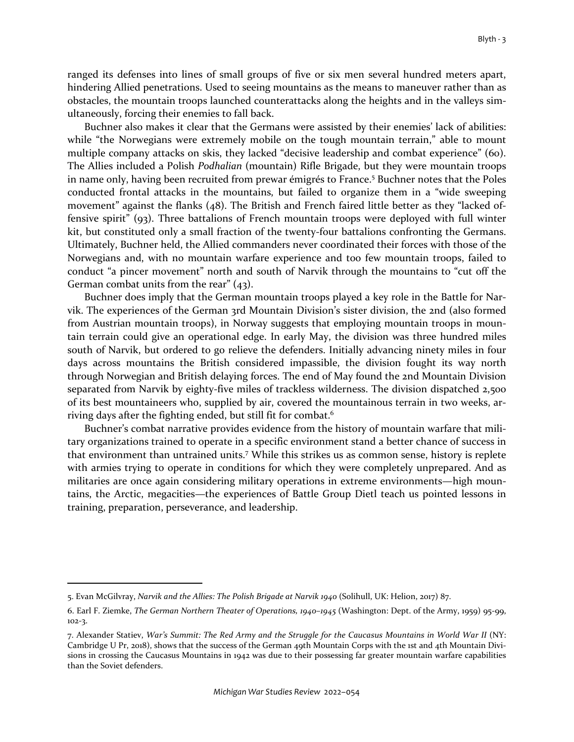ranged its defenses into lines of small groups of five or six men several hundred meters apart, hindering Allied penetrations. Used to seeing mountains as the means to maneuver rather than as obstacles, the mountain troops launched counterattacks along the heights and in the valleys simultaneously, forcing their enemies to fall back.

Buchner also makes it clear that the Germans were assisted by their enemies' lack of abilities: while "the Norwegians were extremely mobile on the tough mountain terrain," able to mount multiple company attacks on skis, they lacked "decisive leadership and combat experience" (60). The Allies included a Polish *Podhalian* (mountain) Rifle Brigade, but they were mountain troops in name only, having been recruited from prewar émigrés to France.[5] Buchner notes that the Poles conducted frontal attacks in the mountains, but failed to organize them in a "wide sweeping movement" against the flanks (48). The British and French faired little better as they "lacked offensive spirit" (93). Three battalions of French mountain troops were deployed with full winter kit, but constituted only a small fraction of the twenty-four battalions confronting the Germans. Ultimately, Buchner held, the Allied commanders never coordinated their forces with those of the Norwegians and, with no mountain warfare experience and too few mountain troops, failed to conduct "a pincer movement" north and south of Narvik through the mountains to "cut off the German combat units from the rear" (43).

Buchner does imply that the German mountain troops played a key role in the Battle for Narvik. The experiences of the German 3rd Mountain Division's sister division, the 2nd (also formed from Austrian mountain troops), in Norway suggests that employing mountain troops in mountain terrain could give an operational edge. In early May, the division was three hundred miles south of Narvik, but ordered to go relieve the defenders. Initially advancing ninety miles in four days across mountains the British considered impassible, the division fought its way north through Norwegian and British delaying forces. The end of May found the 2nd Mountain Division separated from Narvik by eighty-five miles of trackless wilderness. The division dispatched 2,500 of its best mountaineers who, supplied by air, covered the mountainous terrain in two weeks, arriving days after the fighting ended, but still fit for combat.[6]

Buchner's combat narrative provides evidence from the history of mountain warfare that military organizations trained to operate in a specific environment stand a better chance of success in that environment than untrained units.[7] While this strikes us as common sense, history is replete with armies trying to operate in conditions for which they were completely unprepared. And as militaries are once again considering military operations in extreme environments—high mountains, the Arctic, megacities—the experiences of Battle Group Dietl teach us pointed lessons in training, preparation, perseverance, and leadership.

---

5. Evan McGilvray, *Narvik and the Allies: The Polish Brigade at Narvik 1940* (Solihull, UK: Helion, 2017) 87.

6. Earl F. Ziemke, *The German Northern Theater of Operations, 1940–1945* (Washington: Dept. of the Army, 1959) 95-99, 102-3.

7. Alexander Statiev, *War's Summit: The Red Army and the Struggle for the Caucasus Mountains in World War II* (NY: Cambridge U Pr, 2018), shows that the success of the German 49th Mountain Corps with the 1st and 4th Mountain Divisions in crossing the Caucasus Mountains in 1942 was due to their possessing far greater mountain warfare capabilities than the Soviet defenders.